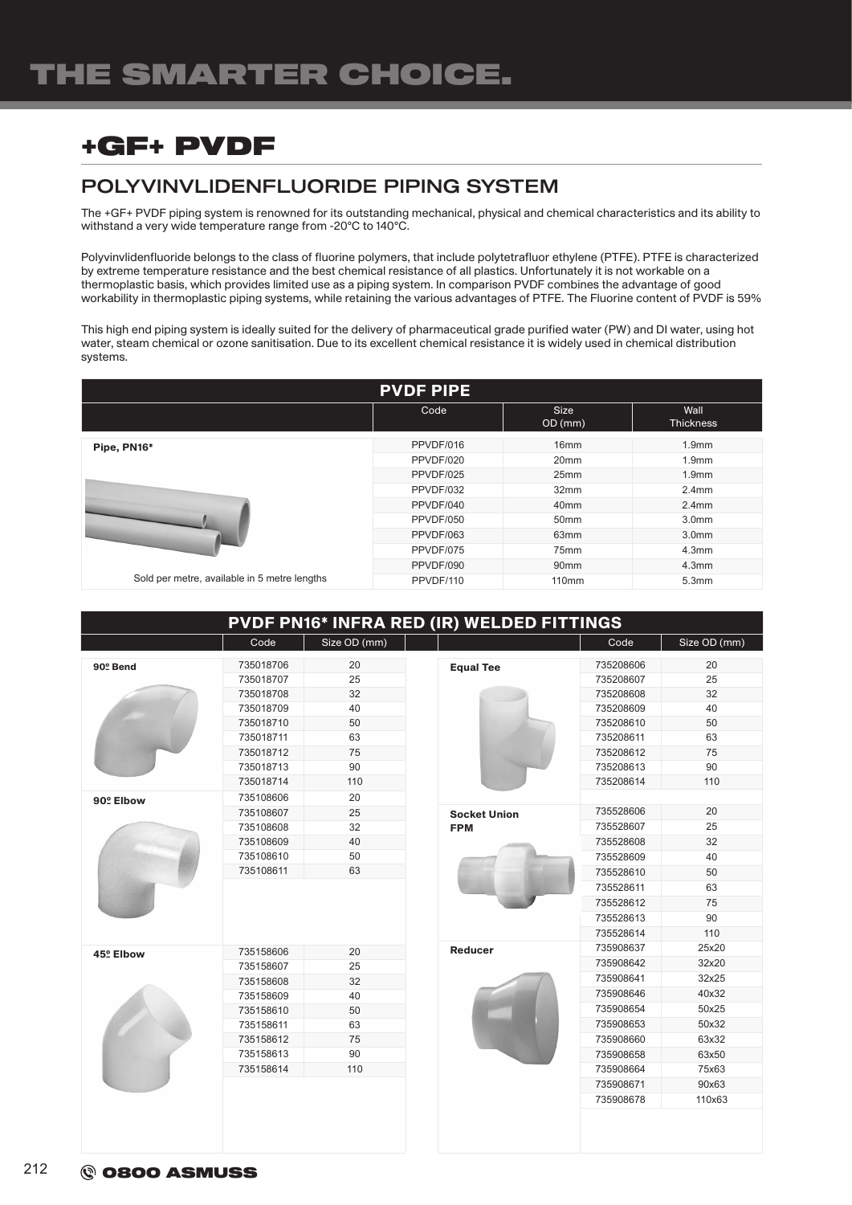# THE SMARTER CHOICE.

## +GF+ PVDF

### POLYVINVLIDENFLUORIDE PIPING SYSTEM

The +GF+ PVDF piping system is renowned for its outstanding mechanical, physical and chemical characteristics and its ability to withstand a very wide temperature range from -20°C to 140°C.

Polyvinvlidenfluoride belongs to the class of fluorine polymers, that include polytetrafluor ethylene (PTFE). PTFE is characterized by extreme temperature resistance and the best chemical resistance of all plastics. Unfortunately it is not workable on a thermoplastic basis, which provides limited use as a piping system. In comparison PVDF combines the advantage of good workability in thermoplastic piping systems, while retaining the various advantages of PTFE. The Fluorine content of PVDF is 59%

This high end piping system is ideally suited for the delivery of pharmaceutical grade purified water (PW) and DI water, using hot water, steam chemical or ozone sanitisation. Due to its excellent chemical resistance it is widely used in chemical distribution systems.

**PVDF PIPE**

| | Code | Size OD (mm) | Wall Thickness |
|---|---|---|---|
| **Pipe, PN16*** | PPVDF/016 | 16mm | 1.9mm |
| | PPVDF/020 | 20mm | 1.9mm |
| | PPVDF/025 | 25mm | 1.9mm |
| | PPVDF/032 | 32mm | 2.4mm |
| | PPVDF/040 | 40mm | 2.4mm |
| | PPVDF/050 | 50mm | 3.0mm |
| | PPVDF/063 | 63mm | 3.0mm |
| | PPVDF/075 | 75mm | 4.3mm |
| | PPVDF/090 | 90mm | 4.3mm |
| Sold per metre, available in 5 metre lengths | PPVDF/110 | 110mm | 5.3mm |

**PVDF PN16* INFRA RED (IR) WELDED FITTINGS**

| | Code | Size OD (mm) |
|---|---|---|
| **90º Bend** | 735018706 | 20 |
| | 735018707 | 25 |
| | 735018708 | 32 |
| | 735018709 | 40 |
| | 735018710 | 50 |
| | 735018711 | 63 |
| | 735018712 | 75 |
| | 735018713 | 90 |
| | 735018714 | 110 |
| **90º Elbow** | 735108606 | 20 |
| | 735108607 | 25 |
| | 735108608 | 32 |
| | 735108609 | 40 |
| | 735108610 | 50 |
| | 735108611 | 63 |
| **45º Elbow** | 735158606 | 20 |
| | 735158607 | 25 |
| | 735158608 | 32 |
| | 735158609 | 40 |
| | 735158610 | 50 |
| | 735158611 | 63 |
| | 735158612 | 75 |
| | 735158613 | 90 |
| | 735158614 | 110 |

| | Code | Size OD (mm) |
|---|---|---|
| **Equal Tee** | 735208606 | 20 |
| | 735208607 | 25 |
| | 735208608 | 32 |
| | 735208609 | 40 |
| | 735208610 | 50 |
| | 735208611 | 63 |
| | 735208612 | 75 |
| | 735208613 | 90 |
| | 735208614 | 110 |
| **Socket Union FPM** | 735528606 | 20 |
| | 735528607 | 25 |
| | 735528608 | 32 |
| | 735528609 | 40 |
| | 735528610 | 50 |
| | 735528611 | 63 |
| | 735528612 | 75 |
| | 735528613 | 90 |
| | 735528614 | 110 |
| **Reducer** | 735908637 | 25x20 |
| | 735908642 | 32x20 |
| | 735908641 | 32x25 |
| | 735908646 | 40x32 |
| | 735908654 | 50x25 |
| | 735908653 | 50x32 |
| | 735908660 | 63x32 |
| | 735908658 | 63x50 |
| | 735908664 | 75x63 |
| | 735908671 | 90x63 |
| | 735908678 | 110x63 |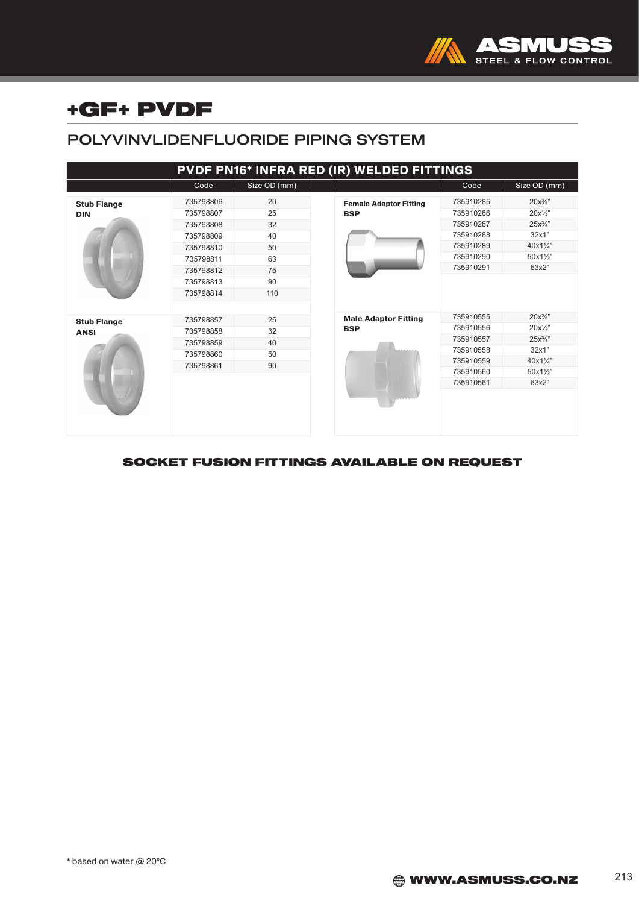# +GF+ PVDF

## POLYVINVLIDENFLUORIDE PIPING SYSTEM

### PVDF PN16* INFRA RED (IR) WELDED FITTINGS

| | Code | Size OD (mm) |
|---|---|---|
| **Stub Flange DIN** | 735798806 | 20 |
| | 735798807 | 25 |
| | 735798808 | 32 |
| | 735798809 | 40 |
| | 735798810 | 50 |
| | 735798811 | 63 |
| | 735798812 | 75 |
| | 735798813 | 90 |
| | 735798814 | 110 |
| **Stub Flange ANSI** | 735798857 | 25 |
| | 735798858 | 32 |
| | 735798859 | 40 |
| | 735798860 | 50 |
| | 735798861 | 90 |

| | Code | Size OD (mm) |
|---|---|---|
| **Female Adaptor Fitting BSP** | 735910285 | 20x⅜" |
| | 735910286 | 20x½" |
| | 735910287 | 25x¾" |
| | 735910288 | 32x1" |
| | 735910289 | 40x1¼" |
| | 735910290 | 50x1½" |
| | 735910291 | 63x2" |
| **Male Adaptor Fitting BSP** | 735910555 | 20x⅜" |
| | 735910556 | 20x½" |
| | 735910557 | 25x¾" |
| | 735910558 | 32x1" |
| | 735910559 | 40x1¼" |
| | 735910560 | 50x1½" |
| | 735910561 | 63x2" |

**SOCKET FUSION FITTINGS AVAILABLE ON REQUEST**

* based on water @ 20°C